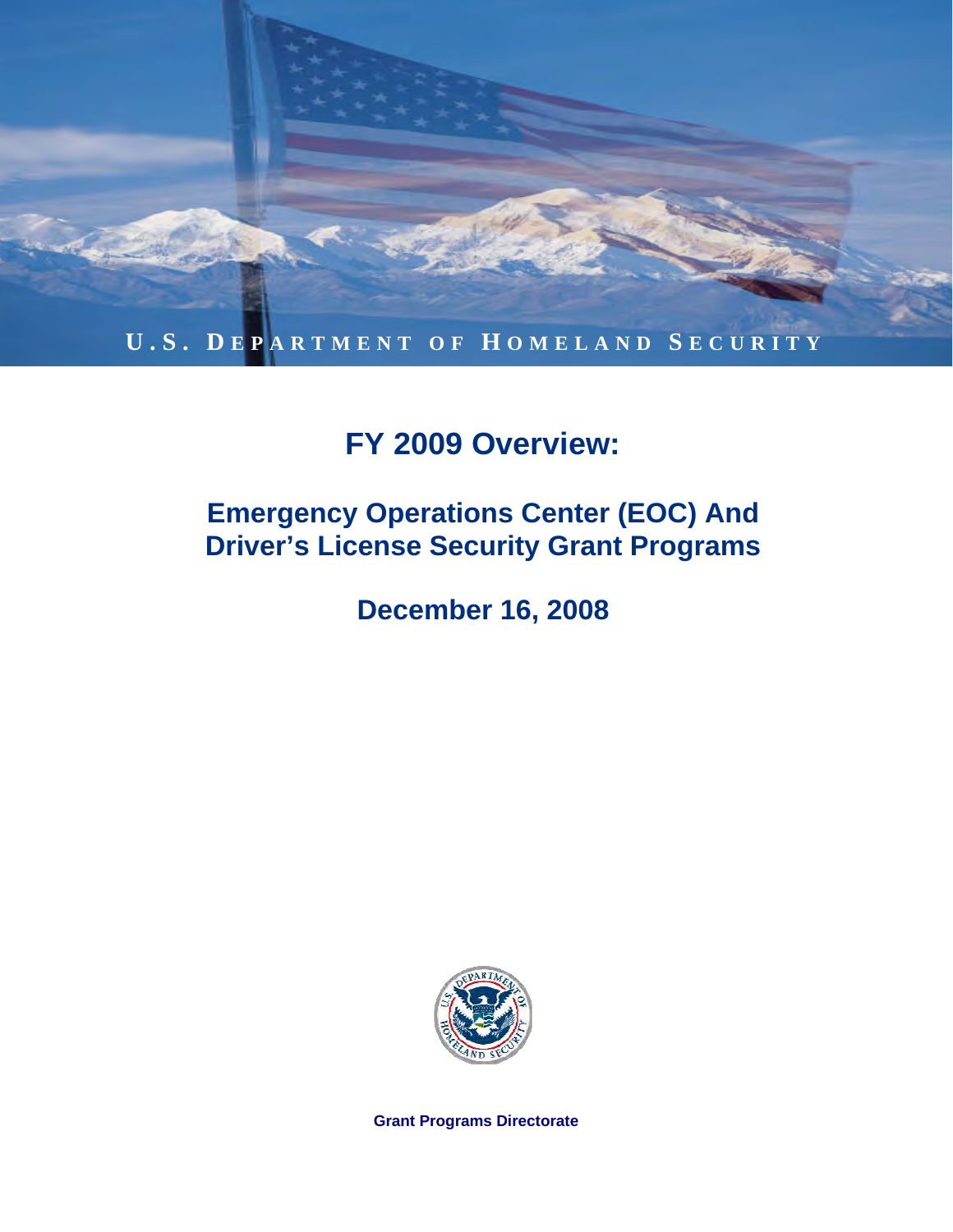U.S. DEPARTMENT OF HOMELAND SECURITY

# FY 2009 Overview:

## Emergency Operations Center (EOC) And Driver's License Security Grant Programs

## December 16, 2008

**Grant Programs Directorate**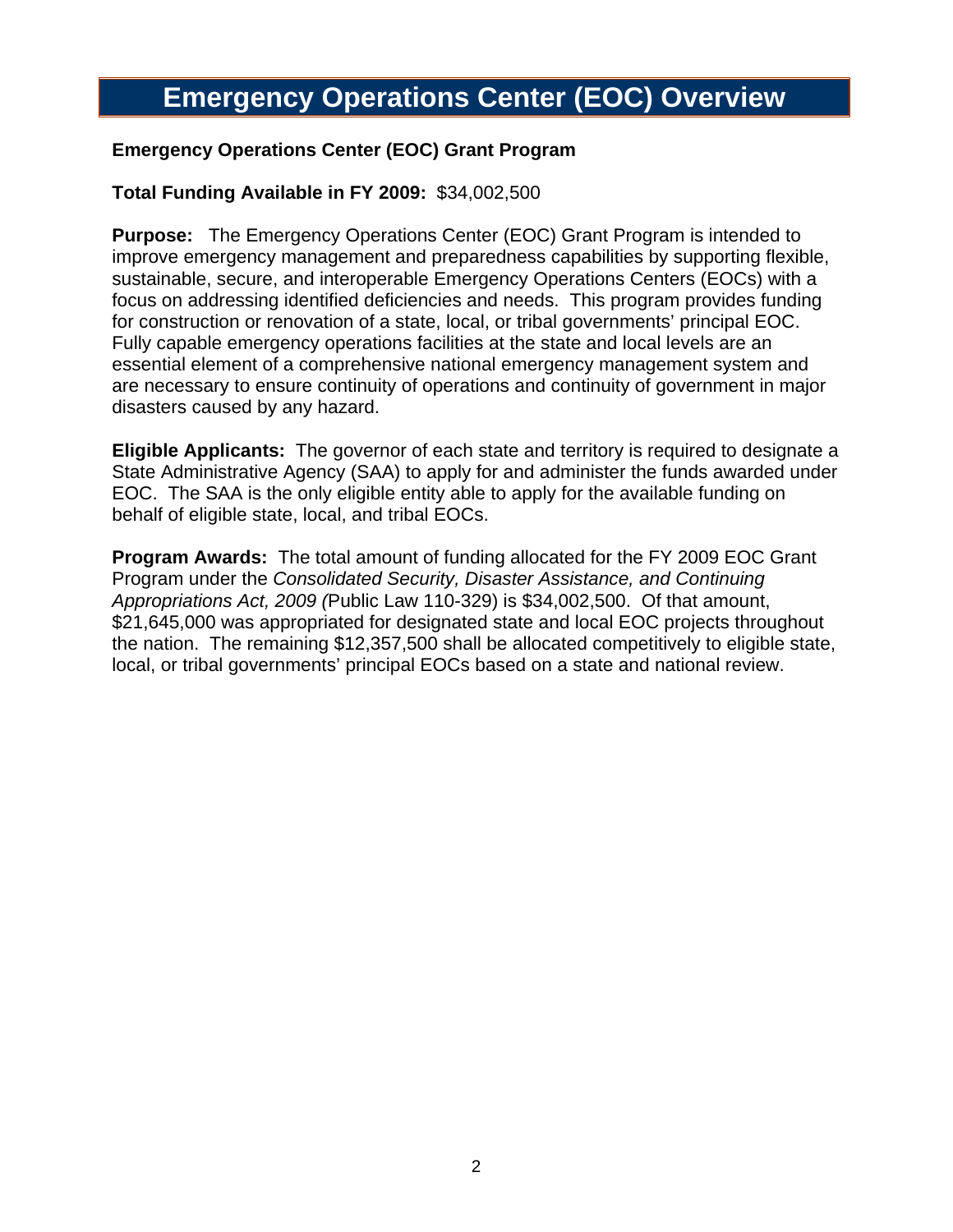# Emergency Operations Center (EOC) Overview

**Emergency Operations Center (EOC) Grant Program**

**Total Funding Available in FY 2009:** $34,002,500

**Purpose:** The Emergency Operations Center (EOC) Grant Program is intended to improve emergency management and preparedness capabilities by supporting flexible, sustainable, secure, and interoperable Emergency Operations Centers (EOCs) with a focus on addressing identified deficiencies and needs. This program provides funding for construction or renovation of a state, local, or tribal governments' principal EOC. Fully capable emergency operations facilities at the state and local levels are an essential element of a comprehensive national emergency management system and are necessary to ensure continuity of operations and continuity of government in major disasters caused by any hazard.

**Eligible Applicants:** The governor of each state and territory is required to designate a State Administrative Agency (SAA) to apply for and administer the funds awarded under EOC. The SAA is the only eligible entity able to apply for the available funding on behalf of eligible state, local, and tribal EOCs.

**Program Awards:** The total amount of funding allocated for the FY 2009 EOC Grant Program under the *Consolidated Security, Disaster Assistance, and Continuing Appropriations Act, 2009 (*Public Law 110-329) is $34,002,500. Of that amount, $21,645,000 was appropriated for designated state and local EOC projects throughout the nation. The remaining $12,357,500 shall be allocated competitively to eligible state, local, or tribal governments' principal EOCs based on a state and national review.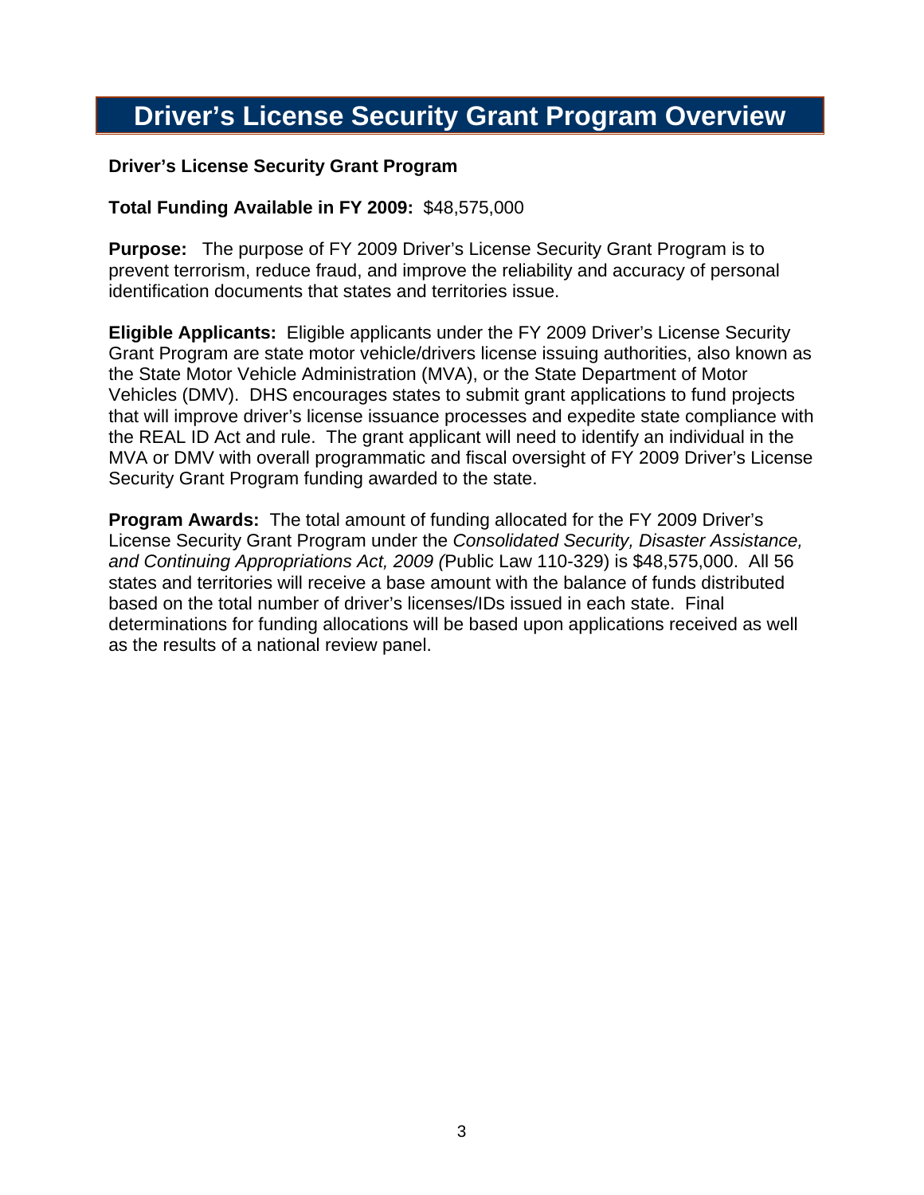# Driver's License Security Grant Program Overview

**Driver's License Security Grant Program**

**Total Funding Available in FY 2009:** $48,575,000

**Purpose:** The purpose of FY 2009 Driver's License Security Grant Program is to prevent terrorism, reduce fraud, and improve the reliability and accuracy of personal identification documents that states and territories issue.

**Eligible Applicants:** Eligible applicants under the FY 2009 Driver's License Security Grant Program are state motor vehicle/drivers license issuing authorities, also known as the State Motor Vehicle Administration (MVA), or the State Department of Motor Vehicles (DMV). DHS encourages states to submit grant applications to fund projects that will improve driver's license issuance processes and expedite state compliance with the REAL ID Act and rule. The grant applicant will need to identify an individual in the MVA or DMV with overall programmatic and fiscal oversight of FY 2009 Driver's License Security Grant Program funding awarded to the state.

**Program Awards:** The total amount of funding allocated for the FY 2009 Driver's License Security Grant Program under the *Consolidated Security, Disaster Assistance, and Continuing Appropriations Act, 2009 (*Public Law 110-329) is $48,575,000. All 56 states and territories will receive a base amount with the balance of funds distributed based on the total number of driver's licenses/IDs issued in each state. Final determinations for funding allocations will be based upon applications received as well as the results of a national review panel.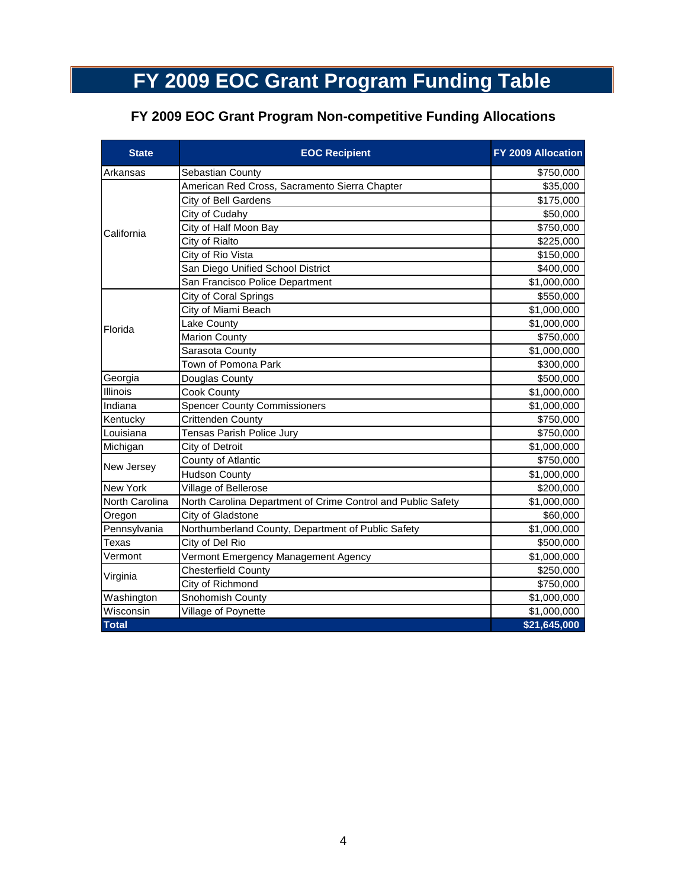# FY 2009 EOC Grant Program Funding Table

## FY 2009 EOC Grant Program Non-competitive Funding Allocations

| State | EOC Recipient | FY 2009 Allocation |
|---|---|---|
| Arkansas | Sebastian County | $750,000 |
| California | American Red Cross, Sacramento Sierra Chapter | $35,000 |
| | City of Bell Gardens | $175,000 |
| | City of Cudahy | $50,000 |
| | City of Half Moon Bay | $750,000 |
| | City of Rialto | $225,000 |
| | City of Rio Vista | $150,000 |
| | San Diego Unified School District | $400,000 |
| | San Francisco Police Department | $1,000,000 |
| Florida | City of Coral Springs | $550,000 |
| | City of Miami Beach | $1,000,000 |
| | Lake County | $1,000,000 |
| | Marion County | $750,000 |
| | Sarasota County | $1,000,000 |
| | Town of Pomona Park | $300,000 |
| Georgia | Douglas County | $500,000 |
| Illinois | Cook County | $1,000,000 |
| Indiana | Spencer County Commissioners | $1,000,000 |
| Kentucky | Crittenden County | $750,000 |
| Louisiana | Tensas Parish Police Jury | $750,000 |
| Michigan | City of Detroit | $1,000,000 |
| New Jersey | County of Atlantic | $750,000 |
| | Hudson County | $1,000,000 |
| New York | Village of Bellerose | $200,000 |
| North Carolina | North Carolina Department of Crime Control and Public Safety | $1,000,000 |
| Oregon | City of Gladstone | $60,000 |
| Pennsylvania | Northumberland County, Department of Public Safety | $1,000,000 |
| Texas | City of Del Rio | $500,000 |
| Vermont | Vermont Emergency Management Agency | $1,000,000 |
| Virginia | Chesterfield County | $250,000 |
| | City of Richmond | $750,000 |
| Washington | Snohomish County | $1,000,000 |
| Wisconsin | Village of Poynette | $1,000,000 |
| **Total** | | **$21,645,000** |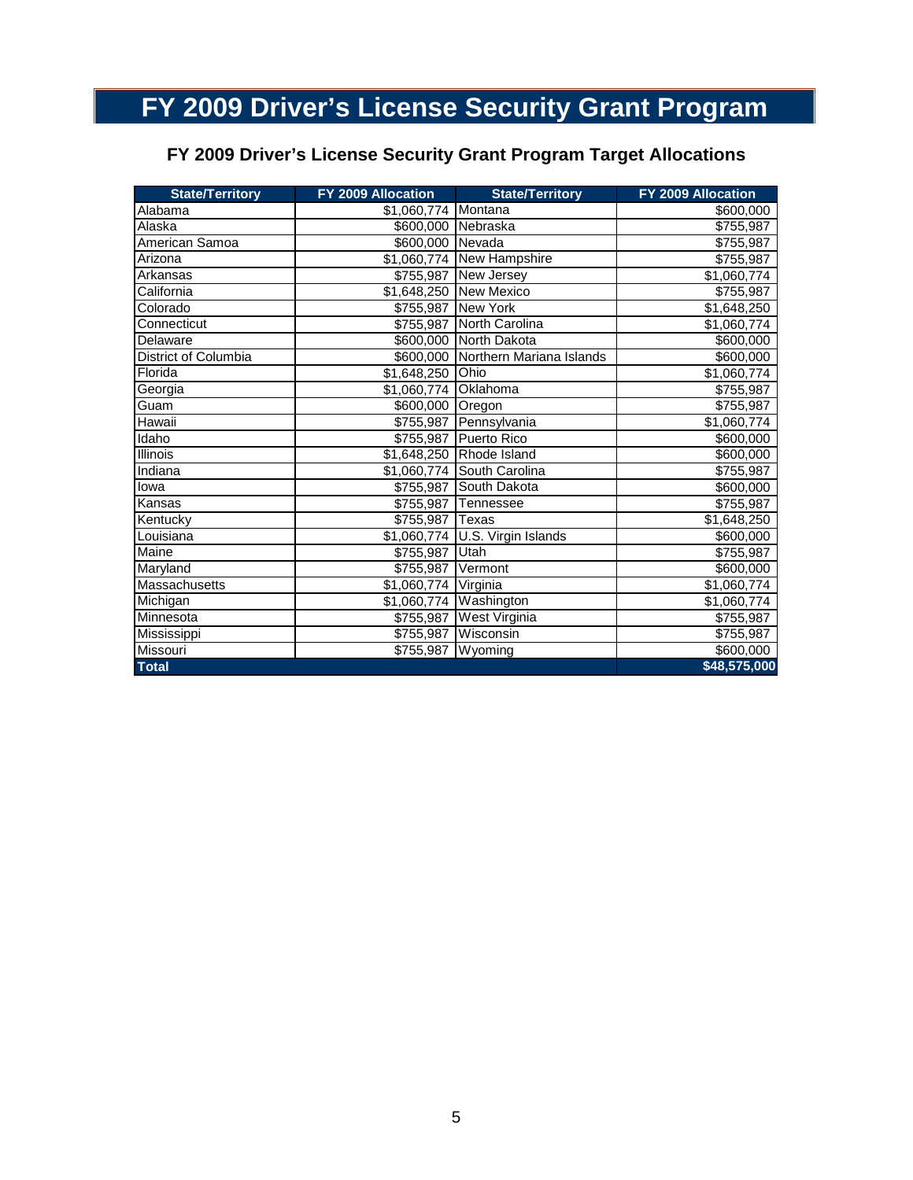# FY 2009 Driver's License Security Grant Program

## FY 2009 Driver's License Security Grant Program Target Allocations

| State/Territory | FY 2009 Allocation | State/Territory | FY 2009 Allocation |
|---|---|---|---|
| Alabama | $1,060,774 | Montana | $600,000 |
| Alaska | $600,000 | Nebraska | $755,987 |
| American Samoa | $600,000 | Nevada | $755,987 |
| Arizona | $1,060,774 | New Hampshire | $755,987 |
| Arkansas | $755,987 | New Jersey | $1,060,774 |
| California | $1,648,250 | New Mexico | $755,987 |
| Colorado | $755,987 | New York | $1,648,250 |
| Connecticut | $755,987 | North Carolina | $1,060,774 |
| Delaware | $600,000 | North Dakota | $600,000 |
| District of Columbia | $600,000 | Northern Mariana Islands | $600,000 |
| Florida | $1,648,250 | Ohio | $1,060,774 |
| Georgia | $1,060,774 | Oklahoma | $755,987 |
| Guam | $600,000 | Oregon | $755,987 |
| Hawaii | $755,987 | Pennsylvania | $1,060,774 |
| Idaho | $755,987 | Puerto Rico | $600,000 |
| Illinois | $1,648,250 | Rhode Island | $600,000 |
| Indiana | $1,060,774 | South Carolina | $755,987 |
| Iowa | $755,987 | South Dakota | $600,000 |
| Kansas | $755,987 | Tennessee | $755,987 |
| Kentucky | $755,987 | Texas | $1,648,250 |
| Louisiana | $1,060,774 | U.S. Virgin Islands | $600,000 |
| Maine | $755,987 | Utah | $755,987 |
| Maryland | $755,987 | Vermont | $600,000 |
| Massachusetts | $1,060,774 | Virginia | $1,060,774 |
| Michigan | $1,060,774 | Washington | $1,060,774 |
| Minnesota | $755,987 | West Virginia | $755,987 |
| Mississippi | $755,987 | Wisconsin | $755,987 |
| Missouri | $755,987 | Wyoming | $600,000 |
| **Total** | | | **$48,575,000** |